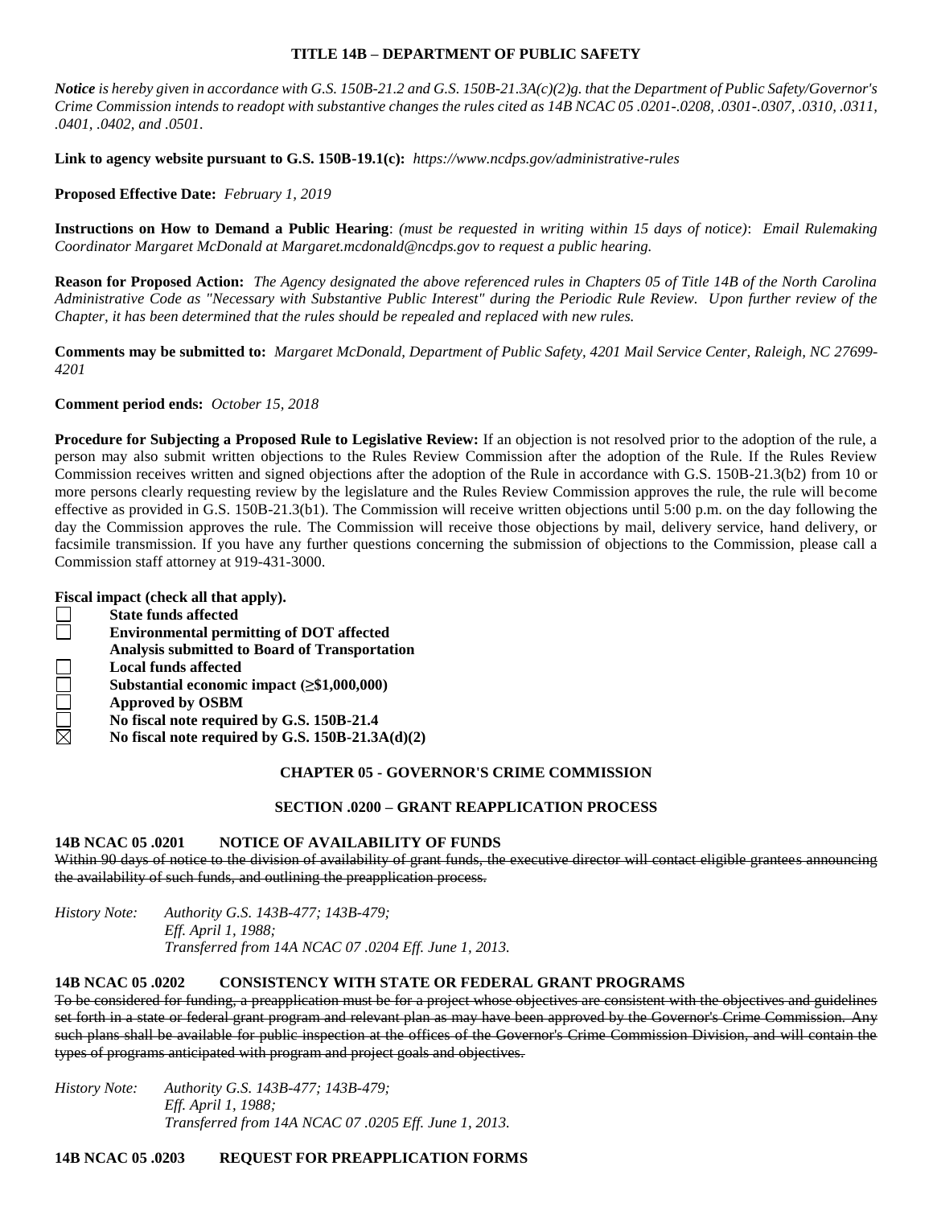**TITLE 14B – DEPARTMENT OF PUBLIC SAFETY**

***Notice** is hereby given in accordance with G.S. 150B-21.2 and G.S. 150B-21.3A(c)(2)g. that the Department of Public Safety/Governor's Crime Commission intends to readopt with substantive changes the rules cited as 14B NCAC 05 .0201-.0208, .0301-.0307, .0310, .0311, .0401, .0402, and .0501.*

**Link to agency website pursuant to G.S. 150B-19.1(c):** *https://www.ncdps.gov/administrative-rules*

**Proposed Effective Date:** *February 1, 2019*

**Instructions on How to Demand a Public Hearing**: *(must be requested in writing within 15 days of notice)*: *Email Rulemaking Coordinator Margaret McDonald at Margaret.mcdonald@ncdps.gov to request a public hearing.*

**Reason for Proposed Action:** *The Agency designated the above referenced rules in Chapters 05 of Title 14B of the North Carolina Administrative Code as "Necessary with Substantive Public Interest" during the Periodic Rule Review. Upon further review of the Chapter, it has been determined that the rules should be repealed and replaced with new rules.*

**Comments may be submitted to:** *Margaret McDonald, Department of Public Safety, 4201 Mail Service Center, Raleigh, NC 27699-4201*

**Comment period ends:** *October 15, 2018*

**Procedure for Subjecting a Proposed Rule to Legislative Review:** If an objection is not resolved prior to the adoption of the rule, a person may also submit written objections to the Rules Review Commission after the adoption of the Rule. If the Rules Review Commission receives written and signed objections after the adoption of the Rule in accordance with G.S. 150B-21.3(b2) from 10 or more persons clearly requesting review by the legislature and the Rules Review Commission approves the rule, the rule will become effective as provided in G.S. 150B-21.3(b1). The Commission will receive written objections until 5:00 p.m. on the day following the day the Commission approves the rule. The Commission will receive those objections by mail, delivery service, hand delivery, or facsimile transmission. If you have any further questions concerning the submission of objections to the Commission, please call a Commission staff attorney at 919-431-3000.

**Fiscal impact (check all that apply).**

- ☐ **State funds affected**
- ☐ **Environmental permitting of DOT affected**
  **Analysis submitted to Board of Transportation**
- ☐ **Local funds affected**
- ☐ **Substantial economic impact (≥$1,000,000)**
- ☐ **Approved by OSBM**
- ☐ **No fiscal note required by G.S. 150B-21.4**
- ☒ **No fiscal note required by G.S. 150B-21.3A(d)(2)**

## CHAPTER 05 - GOVERNOR'S CRIME COMMISSION

### SECTION .0200 – GRANT REAPPLICATION PROCESS

**14B NCAC 05 .0201 NOTICE OF AVAILABILITY OF FUNDS**

~~Within 90 days of notice to the division of availability of grant funds, the executive director will contact eligible grantees announcing the availability of such funds, and outlining the preapplication process.~~

*History Note: Authority G.S. 143B-477; 143B-479;*
*Eff. April 1, 1988;*
*Transferred from 14A NCAC 07 .0204 Eff. June 1, 2013.*

**14B NCAC 05 .0202 CONSISTENCY WITH STATE OR FEDERAL GRANT PROGRAMS**

~~To be considered for funding, a preapplication must be for a project whose objectives are consistent with the objectives and guidelines set forth in a state or federal grant program and relevant plan as may have been approved by the Governor's Crime Commission. Any such plans shall be available for public inspection at the offices of the Governor's Crime Commission Division, and will contain the types of programs anticipated with program and project goals and objectives.~~

*History Note: Authority G.S. 143B-477; 143B-479;*
*Eff. April 1, 1988;*
*Transferred from 14A NCAC 07 .0205 Eff. June 1, 2013.*

**14B NCAC 05 .0203 REQUEST FOR PREAPPLICATION FORMS**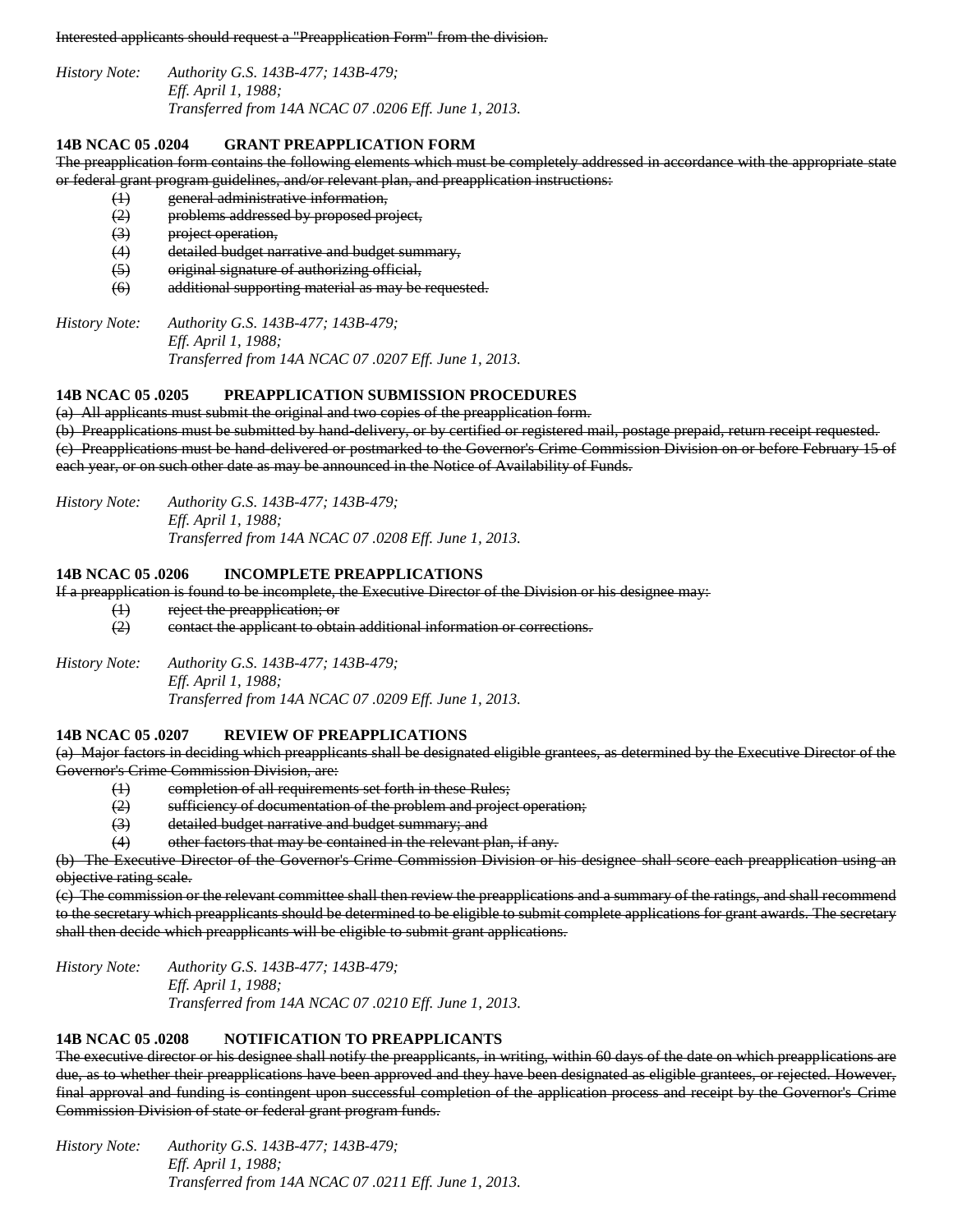~~Interested applicants should request a "Preapplication Form" from the division.~~

*History Note: Authority G.S. 143B-477; 143B-479;*
*Eff. April 1, 1988;*
*Transferred from 14A NCAC 07 .0206 Eff. June 1, 2013.*

**14B NCAC 05 .0204 GRANT PREAPPLICATION FORM**

~~The preapplication form contains the following elements which must be completely addressed in accordance with the appropriate state or federal grant program guidelines, and/or relevant plan, and preapplication instructions:~~

~~(1) general administrative information,~~
~~(2) problems addressed by proposed project,~~
~~(3) project operation,~~
~~(4) detailed budget narrative and budget summary,~~
~~(5) original signature of authorizing official,~~
~~(6) additional supporting material as may be requested.~~

*History Note: Authority G.S. 143B-477; 143B-479;*
*Eff. April 1, 1988;*
*Transferred from 14A NCAC 07 .0207 Eff. June 1, 2013.*

**14B NCAC 05 .0205 PREAPPLICATION SUBMISSION PROCEDURES**

~~(a) All applicants must submit the original and two copies of the preapplication form.~~
~~(b) Preapplications must be submitted by hand-delivery, or by certified or registered mail, postage prepaid, return receipt requested.~~
~~(c) Preapplications must be hand-delivered or postmarked to the Governor's Crime Commission Division on or before February 15 of each year, or on such other date as may be announced in the Notice of Availability of Funds.~~

*History Note: Authority G.S. 143B-477; 143B-479;*
*Eff. April 1, 1988;*
*Transferred from 14A NCAC 07 .0208 Eff. June 1, 2013.*

**14B NCAC 05 .0206 INCOMPLETE PREAPPLICATIONS**

~~If a preapplication is found to be incomplete, the Executive Director of the Division or his designee may:~~

~~(1) reject the preapplication; or~~
~~(2) contact the applicant to obtain additional information or corrections.~~

*History Note: Authority G.S. 143B-477; 143B-479;*
*Eff. April 1, 1988;*
*Transferred from 14A NCAC 07 .0209 Eff. June 1, 2013.*

**14B NCAC 05 .0207 REVIEW OF PREAPPLICATIONS**

~~(a) Major factors in deciding which preapplicants shall be designated eligible grantees, as determined by the Executive Director of the Governor's Crime Commission Division, are:~~

~~(1) completion of all requirements set forth in these Rules;~~
~~(2) sufficiency of documentation of the problem and project operation;~~
~~(3) detailed budget narrative and budget summary; and~~
~~(4) other factors that may be contained in the relevant plan, if any.~~

~~(b) The Executive Director of the Governor's Crime Commission Division or his designee shall score each preapplication using an objective rating scale.~~
~~(c) The commission or the relevant committee shall then review the preapplications and a summary of the ratings, and shall recommend to the secretary which preapplicants should be determined to be eligible to submit complete applications for grant awards. The secretary shall then decide which preapplicants will be eligible to submit grant applications.~~

*History Note: Authority G.S. 143B-477; 143B-479;*
*Eff. April 1, 1988;*
*Transferred from 14A NCAC 07 .0210 Eff. June 1, 2013.*

**14B NCAC 05 .0208 NOTIFICATION TO PREAPPLICANTS**

~~The executive director or his designee shall notify the preapplicants, in writing, within 60 days of the date on which preapplications are due, as to whether their preapplications have been approved and they have been designated as eligible grantees, or rejected. However, final approval and funding is contingent upon successful completion of the application process and receipt by the Governor's Crime Commission Division of state or federal grant program funds.~~

*History Note: Authority G.S. 143B-477; 143B-479;*
*Eff. April 1, 1988;*
*Transferred from 14A NCAC 07 .0211 Eff. June 1, 2013.*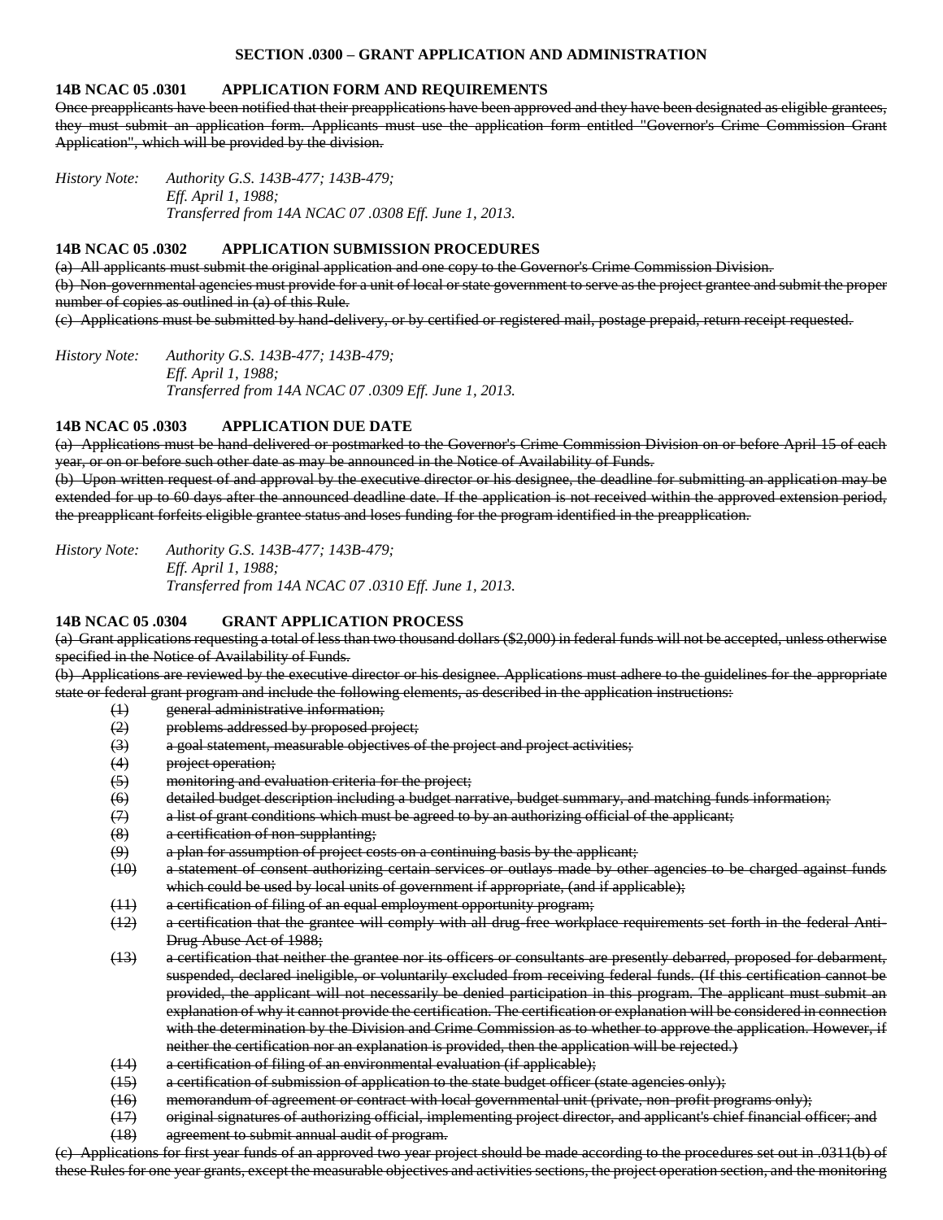**SECTION .0300 – GRANT APPLICATION AND ADMINISTRATION**

**14B NCAC 05 .0301 APPLICATION FORM AND REQUIREMENTS**

~~Once preapplicants have been notified that their preapplications have been approved and they have been designated as eligible grantees, they must submit an application form. Applicants must use the application form entitled "Governor's Crime Commission Grant Application", which will be provided by the division.~~

*History Note: Authority G.S. 143B-477; 143B-479;*
*Eff. April 1, 1988;*
*Transferred from 14A NCAC 07 .0308 Eff. June 1, 2013.*

**14B NCAC 05 .0302 APPLICATION SUBMISSION PROCEDURES**

~~(a) All applicants must submit the original application and one copy to the Governor's Crime Commission Division.~~
~~(b) Non-governmental agencies must provide for a unit of local or state government to serve as the project grantee and submit the proper number of copies as outlined in (a) of this Rule.~~
~~(c) Applications must be submitted by hand-delivery, or by certified or registered mail, postage prepaid, return receipt requested.~~

*History Note: Authority G.S. 143B-477; 143B-479;*
*Eff. April 1, 1988;*
*Transferred from 14A NCAC 07 .0309 Eff. June 1, 2013.*

**14B NCAC 05 .0303 APPLICATION DUE DATE**

~~(a) Applications must be hand-delivered or postmarked to the Governor's Crime Commission Division on or before April 15 of each year, or on or before such other date as may be announced in the Notice of Availability of Funds.~~
~~(b) Upon written request of and approval by the executive director or his designee, the deadline for submitting an application may be extended for up to 60 days after the announced deadline date. If the application is not received within the approved extension period, the preapplicant forfeits eligible grantee status and loses funding for the program identified in the preapplication.~~

*History Note: Authority G.S. 143B-477; 143B-479;*
*Eff. April 1, 1988;*
*Transferred from 14A NCAC 07 .0310 Eff. June 1, 2013.*

**14B NCAC 05 .0304 GRANT APPLICATION PROCESS**

~~(a) Grant applications requesting a total of less than two thousand dollars ($2,000) in federal funds will not be accepted, unless otherwise specified in the Notice of Availability of Funds.~~
~~(b) Applications are reviewed by the executive director or his designee. Applications must adhere to the guidelines for the appropriate state or federal grant program and include the following elements, as described in the application instructions:~~

~~(1) general administrative information;~~
~~(2) problems addressed by proposed project;~~
~~(3) a goal statement, measurable objectives of the project and project activities;~~
~~(4) project operation;~~
~~(5) monitoring and evaluation criteria for the project;~~
~~(6) detailed budget description including a budget narrative, budget summary, and matching funds information;~~
~~(7) a list of grant conditions which must be agreed to by an authorizing official of the applicant;~~
~~(8) a certification of non-supplanting;~~
~~(9) a plan for assumption of project costs on a continuing basis by the applicant;~~
~~(10) a statement of consent authorizing certain services or outlays made by other agencies to be charged against funds which could be used by local units of government if appropriate, (and if applicable);~~
~~(11) a certification of filing of an equal employment opportunity program;~~
~~(12) a certification that the grantee will comply with all drug-free workplace requirements set forth in the federal Anti-Drug Abuse Act of 1988;~~
~~(13) a certification that neither the grantee nor its officers or consultants are presently debarred, proposed for debarment, suspended, declared ineligible, or voluntarily excluded from receiving federal funds. (If this certification cannot be provided, the applicant will not necessarily be denied participation in this program. The applicant must submit an explanation of why it cannot provide the certification. The certification or explanation will be considered in connection with the determination by the Division and Crime Commission as to whether to approve the application. However, if neither the certification nor an explanation is provided, then the application will be rejected.)~~
~~(14) a certification of filing of an environmental evaluation (if applicable);~~
~~(15) a certification of submission of application to the state budget officer (state agencies only);~~
~~(16) memorandum of agreement or contract with local governmental unit (private, non-profit programs only);~~
~~(17) original signatures of authorizing official, implementing project director, and applicant's chief financial officer; and~~
~~(18) agreement to submit annual audit of program.~~

~~(c) Applications for first year funds of an approved two year project should be made according to the procedures set out in .0311(b) of these Rules for one year grants, except the measurable objectives and activities sections, the project operation section, and the monitoring~~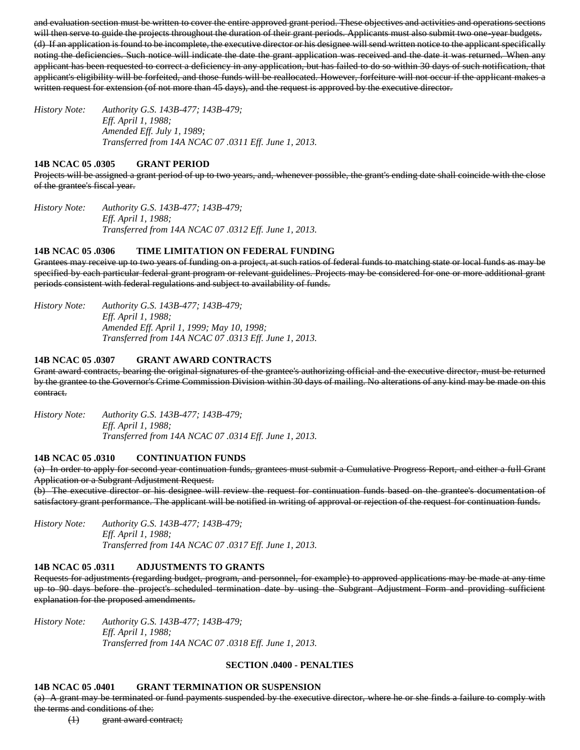~~and evaluation section must be written to cover the entire approved grant period. These objectives and activities and operations sections will then serve to guide the projects throughout the duration of their grant periods. Applicants must also submit two one-year budgets.~~

~~(d) If an application is found to be incomplete, the executive director or his designee will send written notice to the applicant specifically noting the deficiencies. Such notice will indicate the date the grant application was received and the date it was returned. When any applicant has been requested to correct a deficiency in any application, but has failed to do so within 30 days of such notification, that applicant's eligibility will be forfeited, and those funds will be reallocated. However, forfeiture will not occur if the applicant makes a written request for extension (of not more than 45 days), and the request is approved by the executive director.~~

*History Note: Authority G.S. 143B-477; 143B-479;*
*Eff. April 1, 1988;*
*Amended Eff. July 1, 1989;*
*Transferred from 14A NCAC 07 .0311 Eff. June 1, 2013.*

**14B NCAC 05 .0305 GRANT PERIOD**

~~Projects will be assigned a grant period of up to two years, and, whenever possible, the grant's ending date shall coincide with the close of the grantee's fiscal year.~~

*History Note: Authority G.S. 143B-477; 143B-479;*
*Eff. April 1, 1988;*
*Transferred from 14A NCAC 07 .0312 Eff. June 1, 2013.*

**14B NCAC 05 .0306 TIME LIMITATION ON FEDERAL FUNDING**

~~Grantees may receive up to two years of funding on a project, at such ratios of federal funds to matching state or local funds as may be specified by each particular federal grant program or relevant guidelines. Projects may be considered for one or more additional grant periods consistent with federal regulations and subject to availability of funds.~~

*History Note: Authority G.S. 143B-477; 143B-479;*
*Eff. April 1, 1988;*
*Amended Eff. April 1, 1999; May 10, 1998;*
*Transferred from 14A NCAC 07 .0313 Eff. June 1, 2013.*

**14B NCAC 05 .0307 GRANT AWARD CONTRACTS**

~~Grant award contracts, bearing the original signatures of the grantee's authorizing official and the executive director, must be returned by the grantee to the Governor's Crime Commission Division within 30 days of mailing. No alterations of any kind may be made on this contract.~~

*History Note: Authority G.S. 143B-477; 143B-479;*
*Eff. April 1, 1988;*
*Transferred from 14A NCAC 07 .0314 Eff. June 1, 2013.*

**14B NCAC 05 .0310 CONTINUATION FUNDS**

~~(a) In order to apply for second year continuation funds, grantees must submit a Cumulative Progress Report, and either a full Grant Application or a Subgrant Adjustment Request.~~

~~(b) The executive director or his designee will review the request for continuation funds based on the grantee's documentation of satisfactory grant performance. The applicant will be notified in writing of approval or rejection of the request for continuation funds.~~

*History Note: Authority G.S. 143B-477; 143B-479;*
*Eff. April 1, 1988;*
*Transferred from 14A NCAC 07 .0317 Eff. June 1, 2013.*

**14B NCAC 05 .0311 ADJUSTMENTS TO GRANTS**

~~Requests for adjustments (regarding budget, program, and personnel, for example) to approved applications may be made at any time up to 90 days before the project's scheduled termination date by using the Subgrant Adjustment Form and providing sufficient explanation for the proposed amendments.~~

*History Note: Authority G.S. 143B-477; 143B-479;*
*Eff. April 1, 1988;*
*Transferred from 14A NCAC 07 .0318 Eff. June 1, 2013.*

**SECTION .0400 - PENALTIES**

**14B NCAC 05 .0401 GRANT TERMINATION OR SUSPENSION**

~~(a) A grant may be terminated or fund payments suspended by the executive director, where he or she finds a failure to comply with the terms and conditions of the:~~

~~(1) grant award contract;~~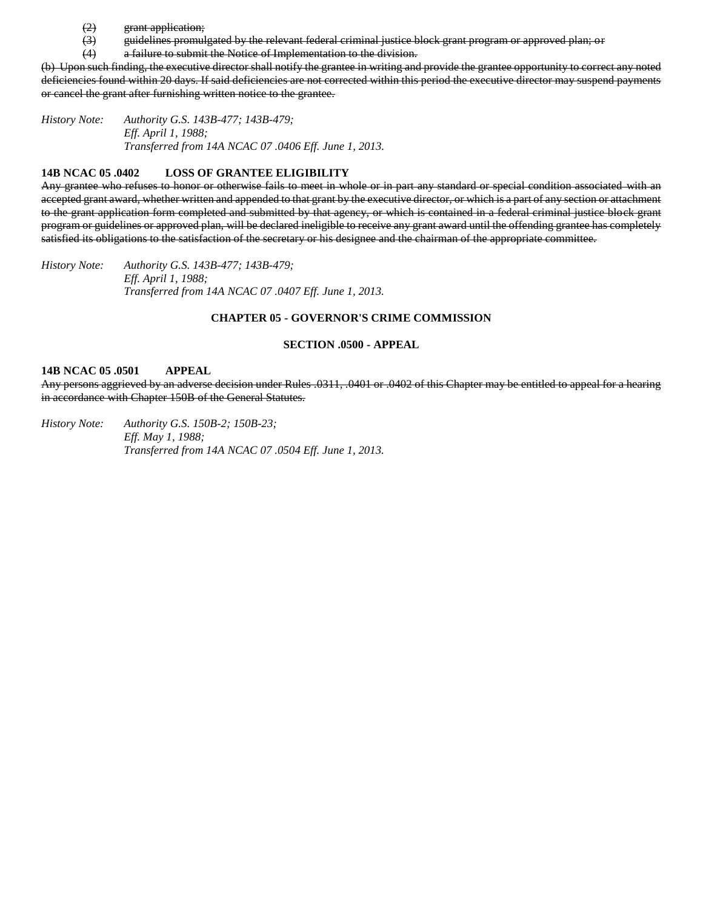(2) ~~grant application;~~
(3) ~~guidelines promulgated by the relevant federal criminal justice block grant program or approved plan; or~~
(4) ~~a failure to submit the Notice of Implementation to the division.~~

~~(b) Upon such finding, the executive director shall notify the grantee in writing and provide the grantee opportunity to correct any noted deficiencies found within 20 days. If said deficiencies are not corrected within this period the executive director may suspend payments or cancel the grant after furnishing written notice to the grantee.~~

*History Note: Authority G.S. 143B-477; 143B-479;*
*Eff. April 1, 1988;*
*Transferred from 14A NCAC 07 .0406 Eff. June 1, 2013.*

**14B NCAC 05 .0402 LOSS OF GRANTEE ELIGIBILITY**

~~Any grantee who refuses to honor or otherwise fails to meet in whole or in part any standard or special condition associated with an accepted grant award, whether written and appended to that grant by the executive director, or which is a part of any section or attachment to the grant application form completed and submitted by that agency, or which is contained in a federal criminal justice block grant program or guidelines or approved plan, will be declared ineligible to receive any grant award until the offending grantee has completely satisfied its obligations to the satisfaction of the secretary or his designee and the chairman of the appropriate committee.~~

*History Note: Authority G.S. 143B-477; 143B-479;*
*Eff. April 1, 1988;*
*Transferred from 14A NCAC 07 .0407 Eff. June 1, 2013.*

**CHAPTER 05 - GOVERNOR'S CRIME COMMISSION**

**SECTION .0500 - APPEAL**

**14B NCAC 05 .0501 APPEAL**

~~Any persons aggrieved by an adverse decision under Rules .0311, .0401 or .0402 of this Chapter may be entitled to appeal for a hearing in accordance with Chapter 150B of the General Statutes.~~

*History Note: Authority G.S. 150B-2; 150B-23;*
*Eff. May 1, 1988;*
*Transferred from 14A NCAC 07 .0504 Eff. June 1, 2013.*